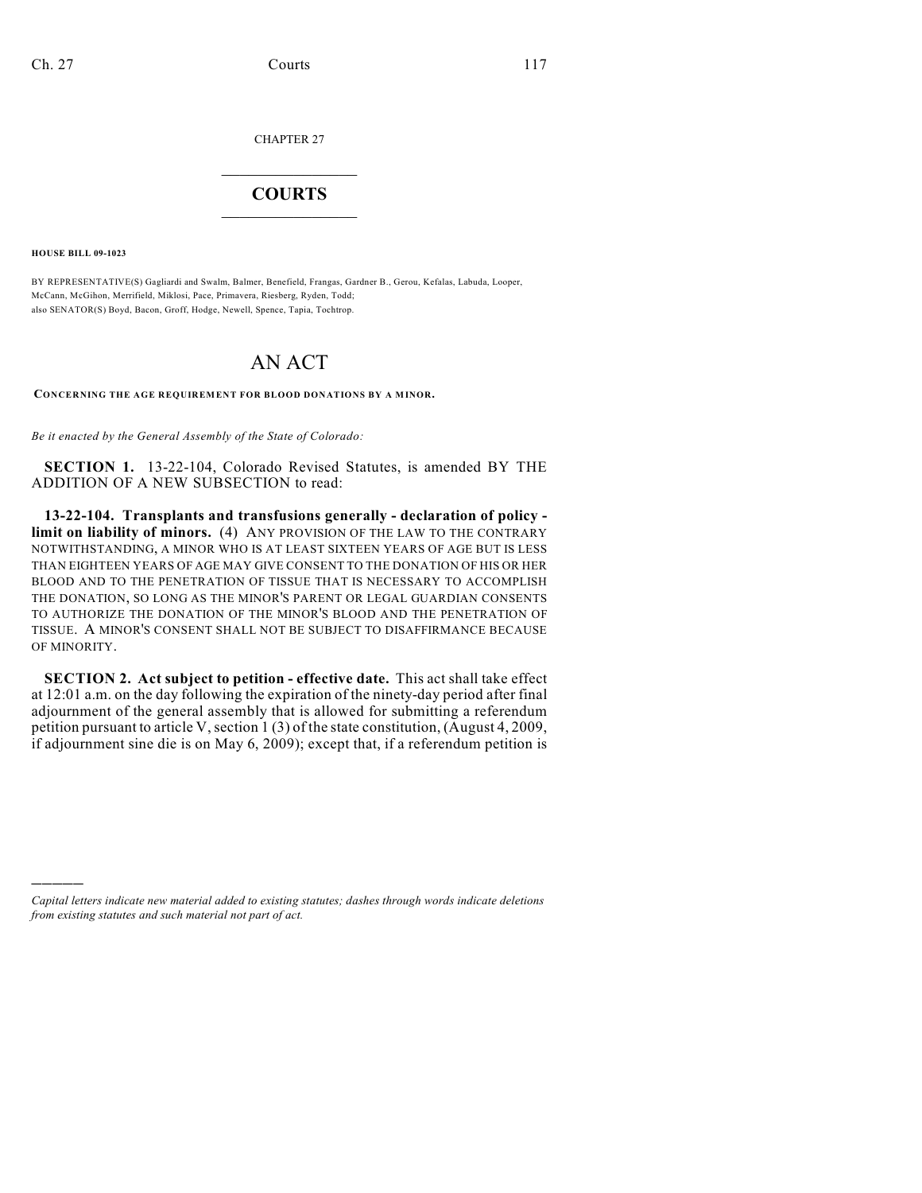CHAPTER 27

# COURTS

**HOUSE BILL 09-1023**

BY REPRESENTATIVE(S) Gagliardi and Swalm, Balmer, Benefield, Frangas, Gardner B., Gerou, Kefalas, Labuda, Looper, McCann, McGihon, Merrifield, Miklosi, Pace, Primavera, Riesberg, Ryden, Todd;
also SENATOR(S) Boyd, Bacon, Groff, Hodge, Newell, Spence, Tapia, Tochtrop.

# AN ACT

**CONCERNING THE AGE REQUIREMENT FOR BLOOD DONATIONS BY A MINOR.**

*Be it enacted by the General Assembly of the State of Colorado:*

**SECTION 1.** 13-22-104, Colorado Revised Statutes, is amended BY THE ADDITION OF A NEW SUBSECTION to read:

**13-22-104. Transplants and transfusions generally - declaration of policy - limit on liability of minors.** (4) ANY PROVISION OF THE LAW TO THE CONTRARY NOTWITHSTANDING, A MINOR WHO IS AT LEAST SIXTEEN YEARS OF AGE BUT IS LESS THAN EIGHTEEN YEARS OF AGE MAY GIVE CONSENT TO THE DONATION OF HIS OR HER BLOOD AND TO THE PENETRATION OF TISSUE THAT IS NECESSARY TO ACCOMPLISH THE DONATION, SO LONG AS THE MINOR'S PARENT OR LEGAL GUARDIAN CONSENTS TO AUTHORIZE THE DONATION OF THE MINOR'S BLOOD AND THE PENETRATION OF TISSUE. A MINOR'S CONSENT SHALL NOT BE SUBJECT TO DISAFFIRMANCE BECAUSE OF MINORITY.

**SECTION 2. Act subject to petition - effective date.** This act shall take effect at 12:01 a.m. on the day following the expiration of the ninety-day period after final adjournment of the general assembly that is allowed for submitting a referendum petition pursuant to article V, section 1 (3) of the state constitution, (August 4, 2009, if adjournment sine die is on May 6, 2009); except that, if a referendum petition is

---

*Capital letters indicate new material added to existing statutes; dashes through words indicate deletions from existing statutes and such material not part of act.*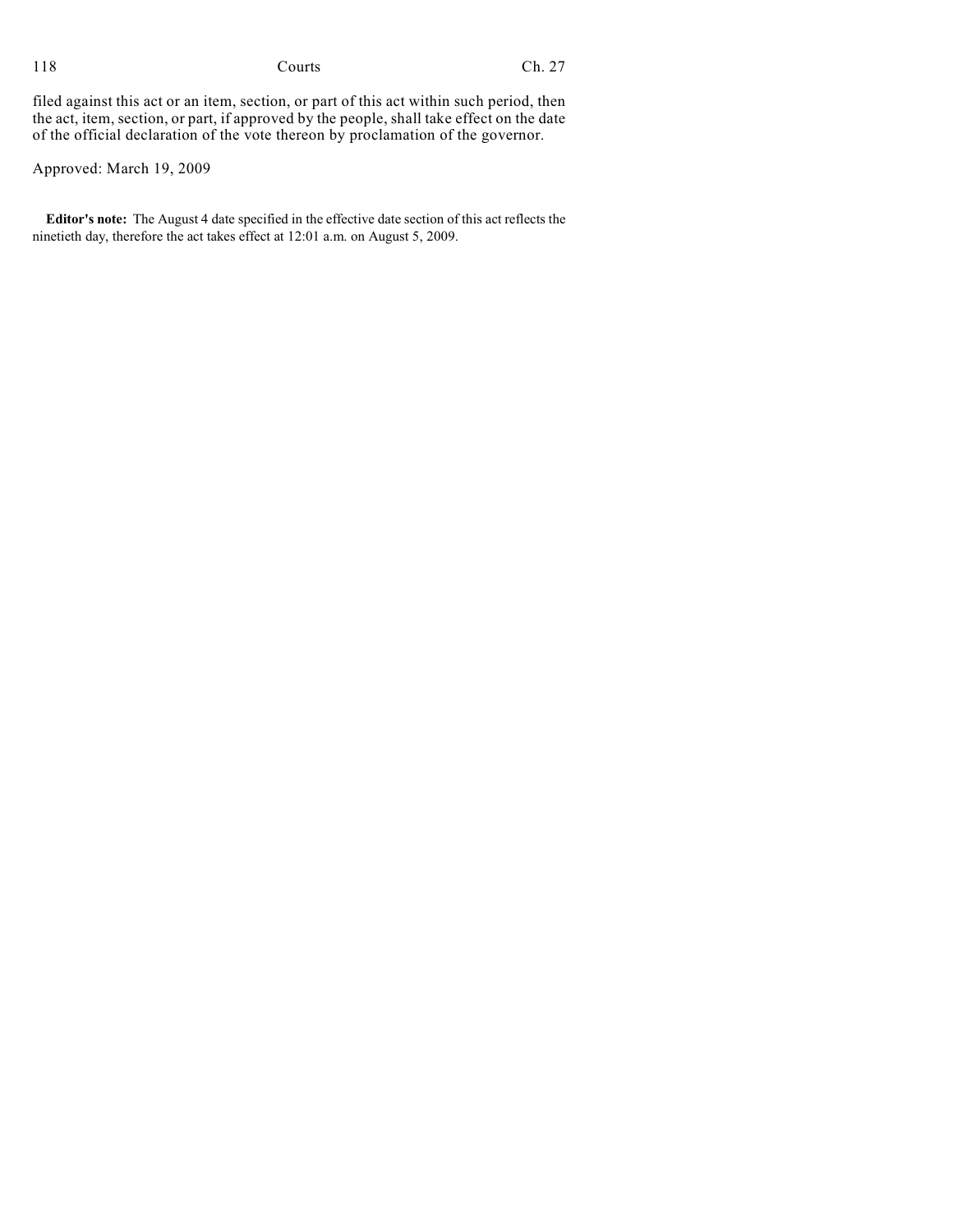filed against this act or an item, section, or part of this act within such period, then the act, item, section, or part, if approved by the people, shall take effect on the date of the official declaration of the vote thereon by proclamation of the governor.

Approved: March 19, 2009

**Editor's note:** The August 4 date specified in the effective date section of this act reflects the ninetieth day, therefore the act takes effect at 12:01 a.m. on August 5, 2009.